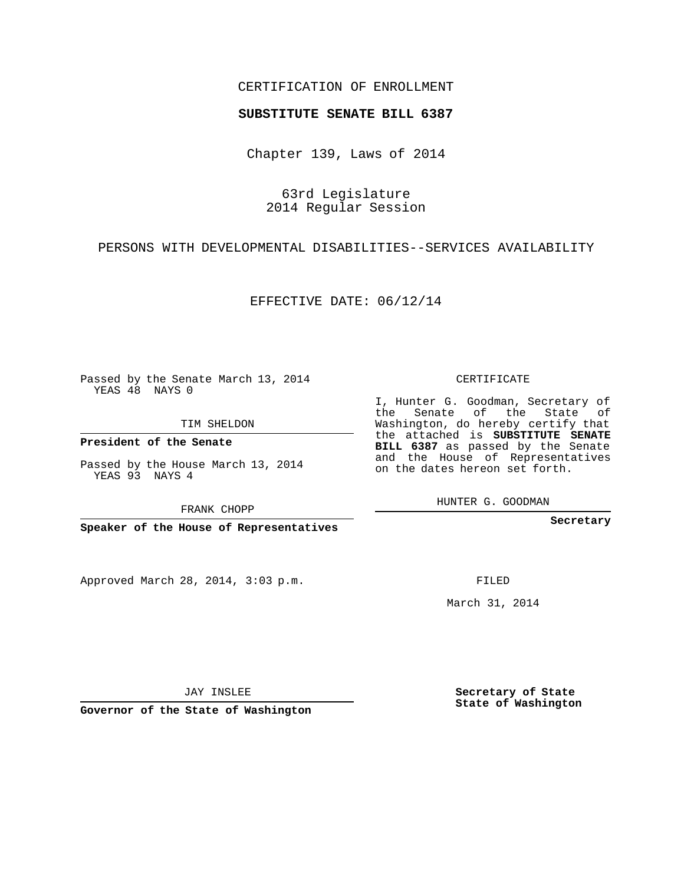CERTIFICATION OF ENROLLMENT

**SUBSTITUTE SENATE BILL 6387**

Chapter 139, Laws of 2014

63rd Legislature
2014 Regular Session

PERSONS WITH DEVELOPMENTAL DISABILITIES--SERVICES AVAILABILITY

EFFECTIVE DATE: 06/12/14

Passed by the Senate March 13, 2014
YEAS 48 NAYS 0

TIM SHELDON

**President of the Senate**

Passed by the House March 13, 2014
YEAS 93 NAYS 4

FRANK CHOPP

**Speaker of the House of Representatives**

Approved March 28, 2014, 3:03 p.m.

JAY INSLEE

**Governor of the State of Washington**

CERTIFICATE

I, Hunter G. Goodman, Secretary of the Senate of the State of Washington, do hereby certify that the attached is **SUBSTITUTE SENATE BILL 6387** as passed by the Senate and the House of Representatives on the dates hereon set forth.

HUNTER G. GOODMAN

**Secretary**

FILED

March 31, 2014

**Secretary of State**
**State of Washington**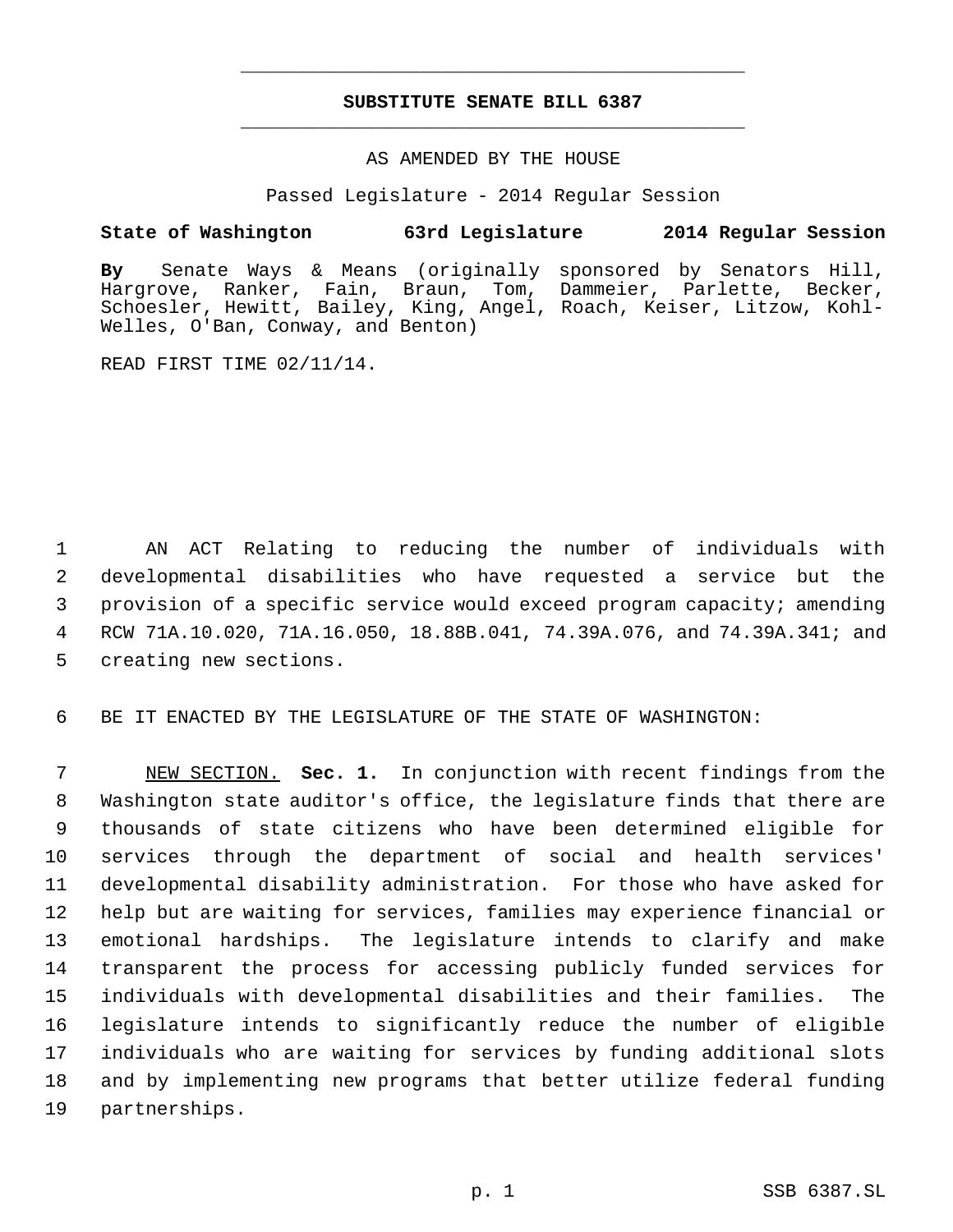# SUBSTITUTE SENATE BILL 6387

AS AMENDED BY THE HOUSE

Passed Legislature - 2014 Regular Session

**State of Washington 63rd Legislature 2014 Regular Session**

**By** Senate Ways & Means (originally sponsored by Senators Hill, Hargrove, Ranker, Fain, Braun, Tom, Dammeier, Parlette, Becker, Schoesler, Hewitt, Bailey, King, Angel, Roach, Keiser, Litzow, Kohl-Welles, O'Ban, Conway, and Benton)

READ FIRST TIME 02/11/14.

AN ACT Relating to reducing the number of individuals with developmental disabilities who have requested a service but the provision of a specific service would exceed program capacity; amending RCW 71A.10.020, 71A.16.050, 18.88B.041, 74.39A.076, and 74.39A.341; and creating new sections.

BE IT ENACTED BY THE LEGISLATURE OF THE STATE OF WASHINGTON:

NEW SECTION. **Sec. 1.** In conjunction with recent findings from the Washington state auditor's office, the legislature finds that there are thousands of state citizens who have been determined eligible for services through the department of social and health services' developmental disability administration. For those who have asked for help but are waiting for services, families may experience financial or emotional hardships. The legislature intends to clarify and make transparent the process for accessing publicly funded services for individuals with developmental disabilities and their families. The legislature intends to significantly reduce the number of eligible individuals who are waiting for services by funding additional slots and by implementing new programs that better utilize federal funding partnerships.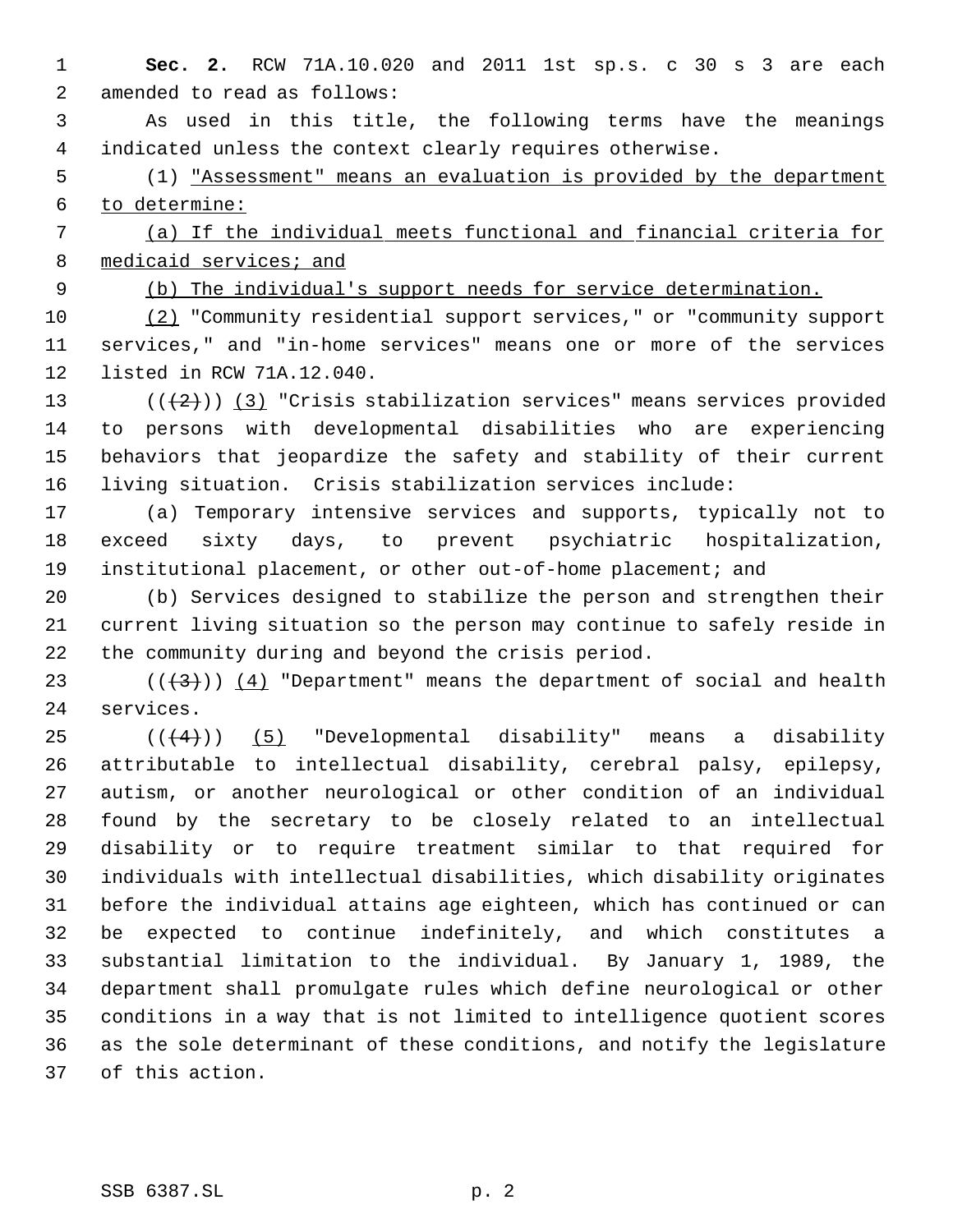**Sec. 2.** RCW 71A.10.020 and 2011 1st sp.s. c 30 s 3 are each amended to read as follows:

As used in this title, the following terms have the meanings indicated unless the context clearly requires otherwise.

(1) "Assessment" means an evaluation is provided by the department to determine:

(a) If the individual meets functional and financial criteria for medicaid services; and

(b) The individual's support needs for service determination.

(2) "Community residential support services," or "community support services," and "in-home services" means one or more of the services listed in RCW 71A.12.040.

~~((2))~~ (3) "Crisis stabilization services" means services provided to persons with developmental disabilities who are experiencing behaviors that jeopardize the safety and stability of their current living situation. Crisis stabilization services include:

(a) Temporary intensive services and supports, typically not to exceed sixty days, to prevent psychiatric hospitalization, institutional placement, or other out-of-home placement; and

(b) Services designed to stabilize the person and strengthen their current living situation so the person may continue to safely reside in the community during and beyond the crisis period.

~~((3))~~ (4) "Department" means the department of social and health services.

~~((4))~~ (5) "Developmental disability" means a disability attributable to intellectual disability, cerebral palsy, epilepsy, autism, or another neurological or other condition of an individual found by the secretary to be closely related to an intellectual disability or to require treatment similar to that required for individuals with intellectual disabilities, which disability originates before the individual attains age eighteen, which has continued or can be expected to continue indefinitely, and which constitutes a substantial limitation to the individual. By January 1, 1989, the department shall promulgate rules which define neurological or other conditions in a way that is not limited to intelligence quotient scores as the sole determinant of these conditions, and notify the legislature of this action.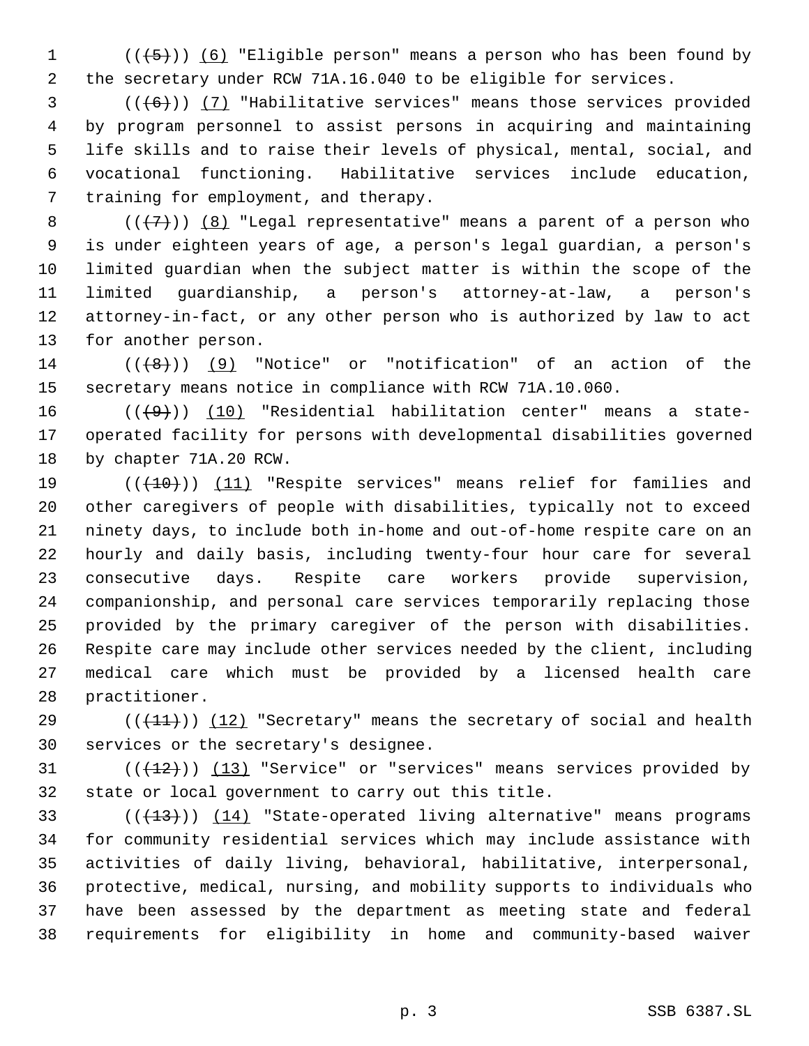((~~(5)~~)) <u>(6)</u> "Eligible person" means a person who has been found by the secretary under RCW 71A.16.040 to be eligible for services.

((~~(6)~~)) <u>(7)</u> "Habilitative services" means those services provided by program personnel to assist persons in acquiring and maintaining life skills and to raise their levels of physical, mental, social, and vocational functioning. Habilitative services include education, training for employment, and therapy.

((~~(7)~~)) <u>(8)</u> "Legal representative" means a parent of a person who is under eighteen years of age, a person's legal guardian, a person's limited guardian when the subject matter is within the scope of the limited guardianship, a person's attorney-at-law, a person's attorney-in-fact, or any other person who is authorized by law to act for another person.

((~~(8)~~)) <u>(9)</u> "Notice" or "notification" of an action of the secretary means notice in compliance with RCW 71A.10.060.

((~~(9)~~)) <u>(10)</u> "Residential habilitation center" means a state-operated facility for persons with developmental disabilities governed by chapter 71A.20 RCW.

((~~(10)~~)) <u>(11)</u> "Respite services" means relief for families and other caregivers of people with disabilities, typically not to exceed ninety days, to include both in-home and out-of-home respite care on an hourly and daily basis, including twenty-four hour care for several consecutive days. Respite care workers provide supervision, companionship, and personal care services temporarily replacing those provided by the primary caregiver of the person with disabilities. Respite care may include other services needed by the client, including medical care which must be provided by a licensed health care practitioner.

((~~(11)~~)) <u>(12)</u> "Secretary" means the secretary of social and health services or the secretary's designee.

((~~(12)~~)) <u>(13)</u> "Service" or "services" means services provided by state or local government to carry out this title.

((~~(13)~~)) <u>(14)</u> "State-operated living alternative" means programs for community residential services which may include assistance with activities of daily living, behavioral, habilitative, interpersonal, protective, medical, nursing, and mobility supports to individuals who have been assessed by the department as meeting state and federal requirements for eligibility in home and community-based waiver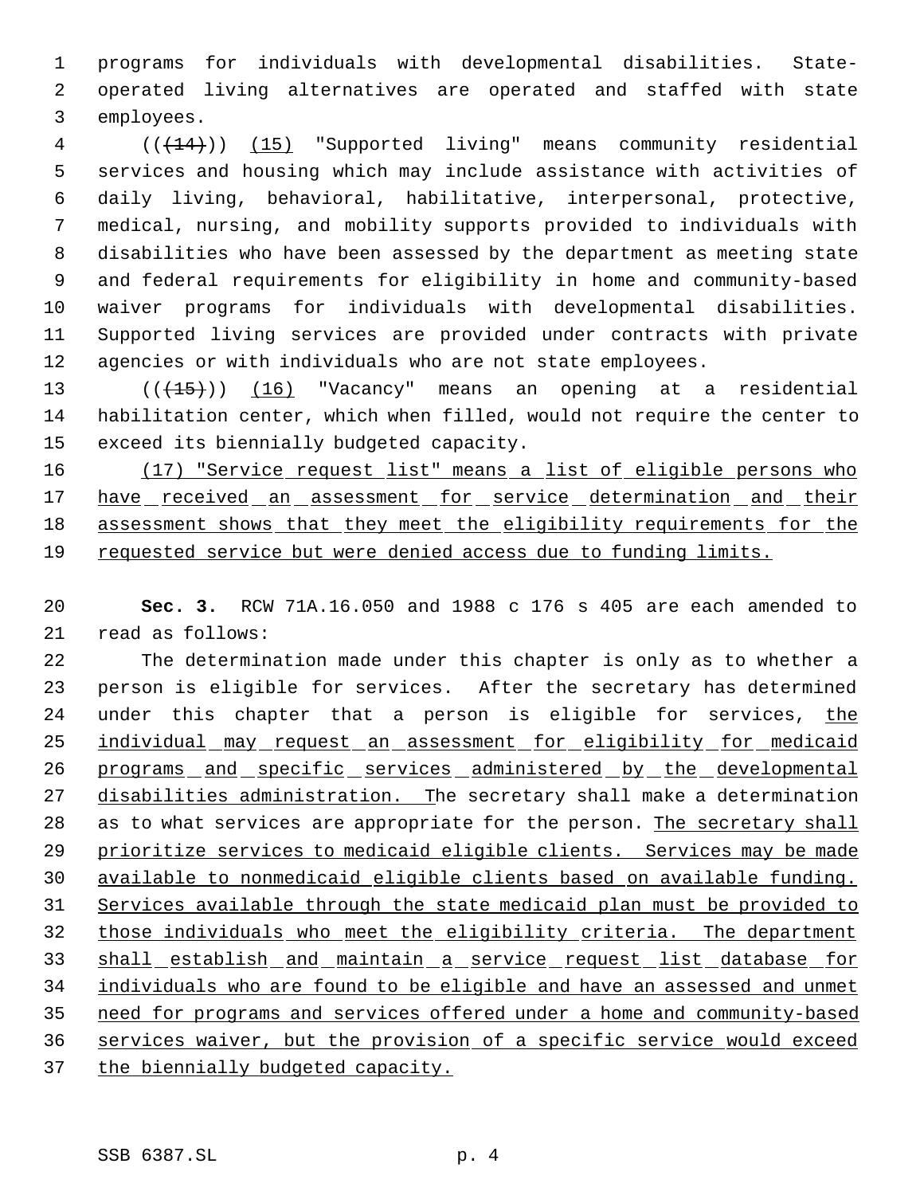programs for individuals with developmental disabilities. State-operated living alternatives are operated and staffed with state employees.

(((14))) (15) "Supported living" means community residential services and housing which may include assistance with activities of daily living, behavioral, habilitative, interpersonal, protective, medical, nursing, and mobility supports provided to individuals with disabilities who have been assessed by the department as meeting state and federal requirements for eligibility in home and community-based waiver programs for individuals with developmental disabilities. Supported living services are provided under contracts with private agencies or with individuals who are not state employees.

(((15))) (16) "Vacancy" means an opening at a residential habilitation center, which when filled, would not require the center to exceed its biennially budgeted capacity.

(17) "Service request list" means a list of eligible persons who have received an assessment for service determination and their assessment shows that they meet the eligibility requirements for the requested service but were denied access due to funding limits.

**Sec. 3.** RCW 71A.16.050 and 1988 c 176 s 405 are each amended to read as follows:

The determination made under this chapter is only as to whether a person is eligible for services. After the secretary has determined under this chapter that a person is eligible for services, the individual may request an assessment for eligibility for medicaid programs and specific services administered by the developmental disabilities administration. The secretary shall make a determination as to what services are appropriate for the person. The secretary shall prioritize services to medicaid eligible clients. Services may be made available to nonmedicaid eligible clients based on available funding. Services available through the state medicaid plan must be provided to those individuals who meet the eligibility criteria. The department shall establish and maintain a service request list database for individuals who are found to be eligible and have an assessed and unmet need for programs and services offered under a home and community-based services waiver, but the provision of a specific service would exceed the biennially budgeted capacity.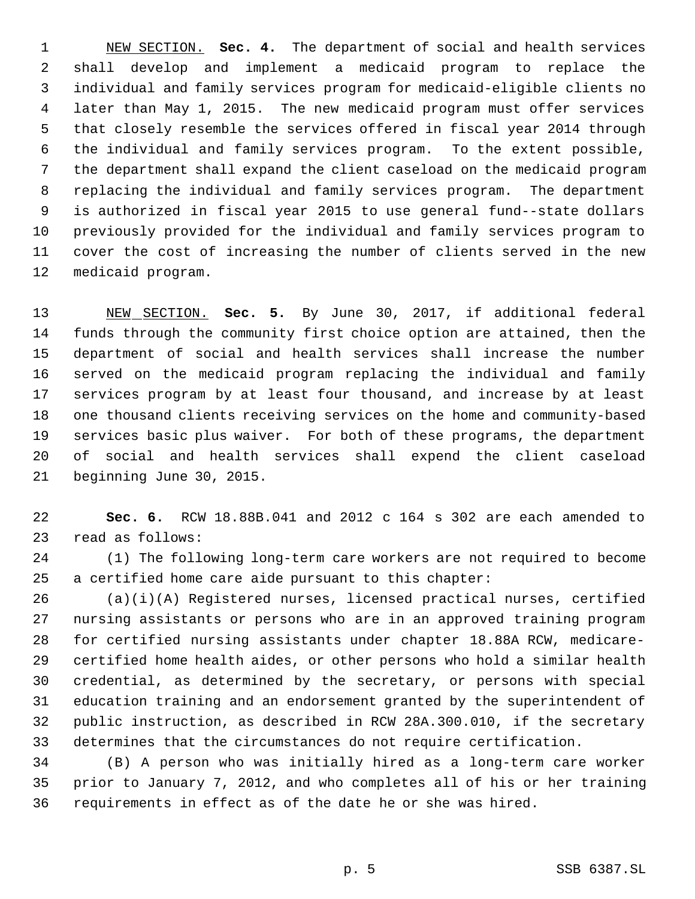NEW SECTION. **Sec. 4.** The department of social and health services shall develop and implement a medicaid program to replace the individual and family services program for medicaid-eligible clients no later than May 1, 2015. The new medicaid program must offer services that closely resemble the services offered in fiscal year 2014 through the individual and family services program. To the extent possible, the department shall expand the client caseload on the medicaid program replacing the individual and family services program. The department is authorized in fiscal year 2015 to use general fund--state dollars previously provided for the individual and family services program to cover the cost of increasing the number of clients served in the new medicaid program.

NEW SECTION. **Sec. 5.** By June 30, 2017, if additional federal funds through the community first choice option are attained, then the department of social and health services shall increase the number served on the medicaid program replacing the individual and family services program by at least four thousand, and increase by at least one thousand clients receiving services on the home and community-based services basic plus waiver. For both of these programs, the department of social and health services shall expend the client caseload beginning June 30, 2015.

**Sec. 6.** RCW 18.88B.041 and 2012 c 164 s 302 are each amended to read as follows:

(1) The following long-term care workers are not required to become a certified home care aide pursuant to this chapter:

(a)(i)(A) Registered nurses, licensed practical nurses, certified nursing assistants or persons who are in an approved training program for certified nursing assistants under chapter 18.88A RCW, medicare-certified home health aides, or other persons who hold a similar health credential, as determined by the secretary, or persons with special education training and an endorsement granted by the superintendent of public instruction, as described in RCW 28A.300.010, if the secretary determines that the circumstances do not require certification.

(B) A person who was initially hired as a long-term care worker prior to January 7, 2012, and who completes all of his or her training requirements in effect as of the date he or she was hired.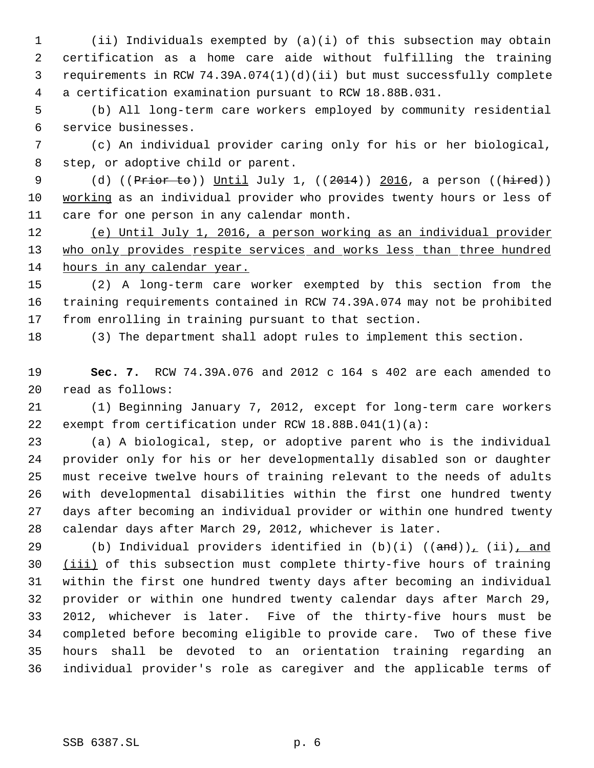(ii) Individuals exempted by (a)(i) of this subsection may obtain certification as a home care aide without fulfilling the training requirements in RCW 74.39A.074(1)(d)(ii) but must successfully complete a certification examination pursuant to RCW 18.88B.031.

(b) All long-term care workers employed by community residential service businesses.

(c) An individual provider caring only for his or her biological, step, or adoptive child or parent.

(d) ((~~Prior to~~)) <u>Until</u> July 1, ((~~2014~~)) <u>2016</u>, a person ((~~hired~~)) <u>working</u> as an individual provider who provides twenty hours or less of care for one person in any calendar month.

<u>(e) Until July 1, 2016, a person working as an individual provider who only provides respite services and works less than three hundred hours in any calendar year.</u>

(2) A long-term care worker exempted by this section from the training requirements contained in RCW 74.39A.074 may not be prohibited from enrolling in training pursuant to that section.

(3) The department shall adopt rules to implement this section.

**Sec. 7.** RCW 74.39A.076 and 2012 c 164 s 402 are each amended to read as follows:

(1) Beginning January 7, 2012, except for long-term care workers exempt from certification under RCW 18.88B.041(1)(a):

(a) A biological, step, or adoptive parent who is the individual provider only for his or her developmentally disabled son or daughter must receive twelve hours of training relevant to the needs of adults with developmental disabilities within the first one hundred twenty days after becoming an individual provider or within one hundred twenty calendar days after March 29, 2012, whichever is later.

(b) Individual providers identified in (b)(i) ((~~and~~))<u>,</u> (ii)<u>, and (iii)</u> of this subsection must complete thirty-five hours of training within the first one hundred twenty days after becoming an individual provider or within one hundred twenty calendar days after March 29, 2012, whichever is later. Five of the thirty-five hours must be completed before becoming eligible to provide care. Two of these five hours shall be devoted to an orientation training regarding an individual provider's role as caregiver and the applicable terms of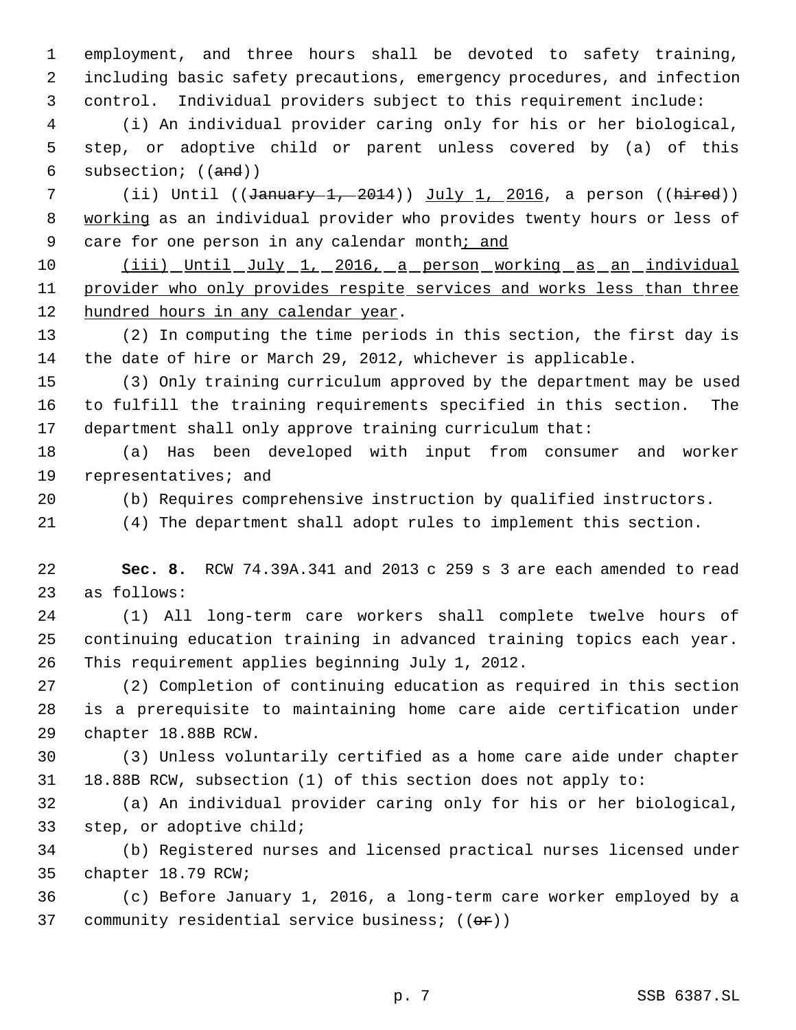employment, and three hours shall be devoted to safety training, including basic safety precautions, emergency procedures, and infection control. Individual providers subject to this requirement include:

(i) An individual provider caring only for his or her biological, step, or adoptive child or parent unless covered by (a) of this subsection; ((~~and~~))

(ii) Until ((~~January 1, 2014~~)) <u>July 1, 2016</u>, a person ((~~hired~~)) <u>working</u> as an individual provider who provides twenty hours or less of care for one person in any calendar month<u>; and</u>

<u>(iii) Until July 1, 2016, a person working as an individual provider who only provides respite services and works less than three hundred hours in any calendar year</u>.

(2) In computing the time periods in this section, the first day is the date of hire or March 29, 2012, whichever is applicable.

(3) Only training curriculum approved by the department may be used to fulfill the training requirements specified in this section. The department shall only approve training curriculum that:

(a) Has been developed with input from consumer and worker representatives; and

(b) Requires comprehensive instruction by qualified instructors.

(4) The department shall adopt rules to implement this section.

**Sec. 8.** RCW 74.39A.341 and 2013 c 259 s 3 are each amended to read as follows:

(1) All long-term care workers shall complete twelve hours of continuing education training in advanced training topics each year. This requirement applies beginning July 1, 2012.

(2) Completion of continuing education as required in this section is a prerequisite to maintaining home care aide certification under chapter 18.88B RCW.

(3) Unless voluntarily certified as a home care aide under chapter 18.88B RCW, subsection (1) of this section does not apply to:

(a) An individual provider caring only for his or her biological, step, or adoptive child;

(b) Registered nurses and licensed practical nurses licensed under chapter 18.79 RCW;

(c) Before January 1, 2016, a long-term care worker employed by a community residential service business; ((~~or~~))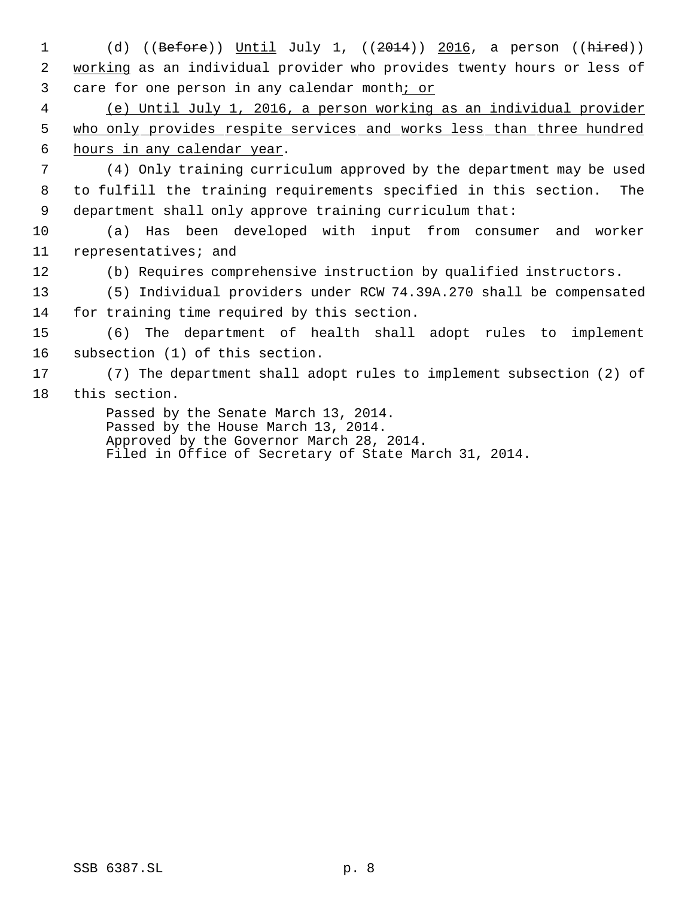(d) ((~~Before~~)) Until July 1, ((~~2014~~)) 2016, a person ((~~hired~~)) working as an individual provider who provides twenty hours or less of care for one person in any calendar month; or

(e) Until July 1, 2016, a person working as an individual provider who only provides respite services and works less than three hundred hours in any calendar year.

(4) Only training curriculum approved by the department may be used to fulfill the training requirements specified in this section. The department shall only approve training curriculum that:

(a) Has been developed with input from consumer and worker representatives; and

(b) Requires comprehensive instruction by qualified instructors.

(5) Individual providers under RCW 74.39A.270 shall be compensated for training time required by this section.

(6) The department of health shall adopt rules to implement subsection (1) of this section.

(7) The department shall adopt rules to implement subsection (2) of this section.

Passed by the Senate March 13, 2014.
Passed by the House March 13, 2014.
Approved by the Governor March 28, 2014.
Filed in Office of Secretary of State March 31, 2014.